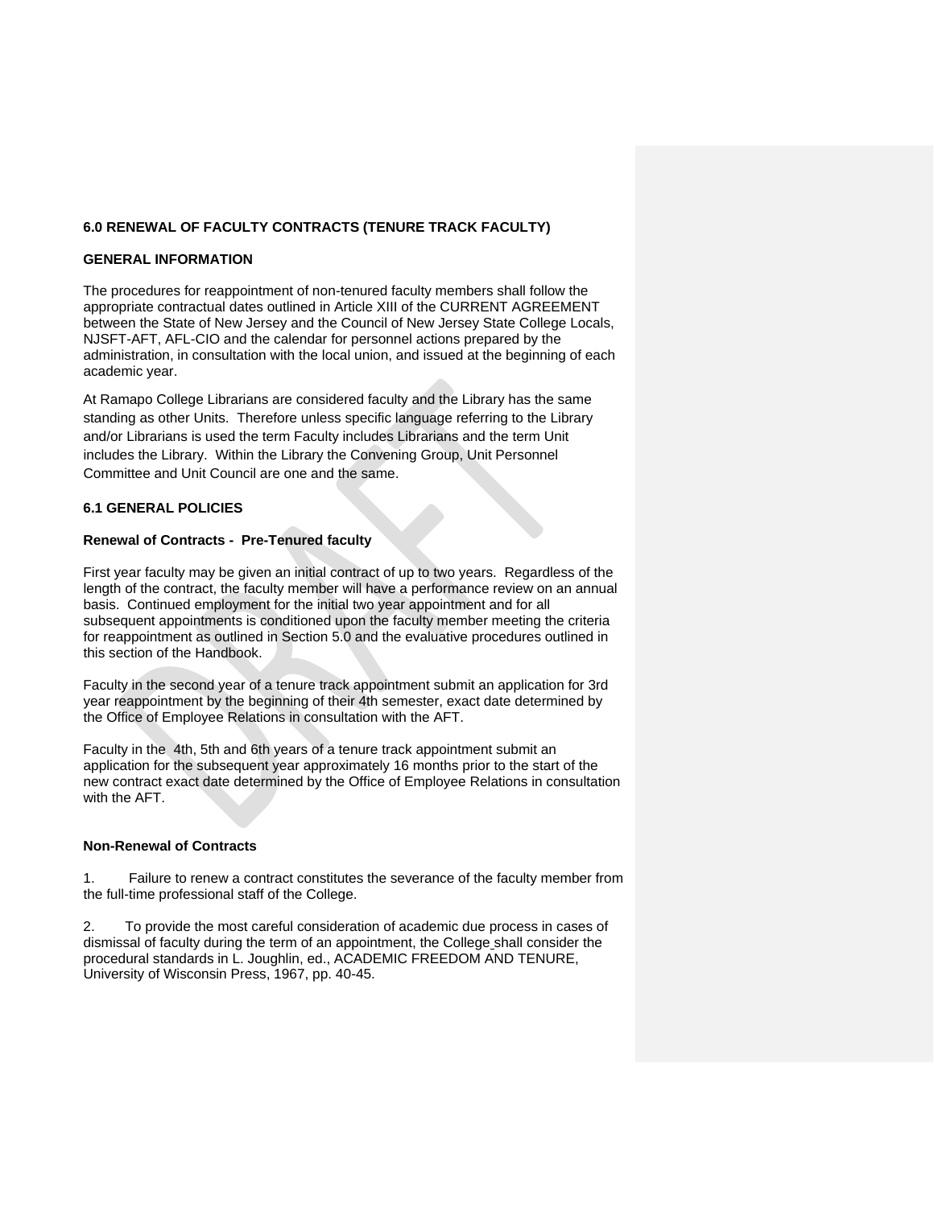**6.0 RENEWAL OF FACULTY CONTRACTS (TENURE TRACK FACULTY)**

**GENERAL INFORMATION**

The procedures for reappointment of non-tenured faculty members shall follow the appropriate contractual dates outlined in Article XIII of the CURRENT AGREEMENT between the State of New Jersey and the Council of New Jersey State College Locals, NJSFT-AFT, AFL-CIO and the calendar for personnel actions prepared by the administration, in consultation with the local union, and issued at the beginning of each academic year.

At Ramapo College Librarians are considered faculty and the Library has the same standing as other Units. Therefore unless specific language referring to the Library and/or Librarians is used the term Faculty includes Librarians and the term Unit includes the Library. Within the Library the Convening Group, Unit Personnel Committee and Unit Council are one and the same.

**6.1 GENERAL POLICIES**

**Renewal of Contracts - Pre-Tenured faculty**

First year faculty may be given an initial contract of up to two years. Regardless of the length of the contract, the faculty member will have a performance review on an annual basis. Continued employment for the initial two year appointment and for all subsequent appointments is conditioned upon the faculty member meeting the criteria for reappointment as outlined in Section 5.0 and the evaluative procedures outlined in this section of the Handbook.

Faculty in the second year of a tenure track appointment submit an application for 3rd year reappointment by the beginning of their 4th semester, exact date determined by the Office of Employee Relations in consultation with the AFT.

Faculty in the 4th, 5th and 6th years of a tenure track appointment submit an application for the subsequent year approximately 16 months prior to the start of the new contract exact date determined by the Office of Employee Relations in consultation with the AFT.

**Non-Renewal of Contracts**

1. Failure to renew a contract constitutes the severance of the faculty member from the full-time professional staff of the College.

2. To provide the most careful consideration of academic due process in cases of dismissal of faculty during the term of an appointment, the College shall consider the procedural standards in L. Joughlin, ed., ACADEMIC FREEDOM AND TENURE, University of Wisconsin Press, 1967, pp. 40-45.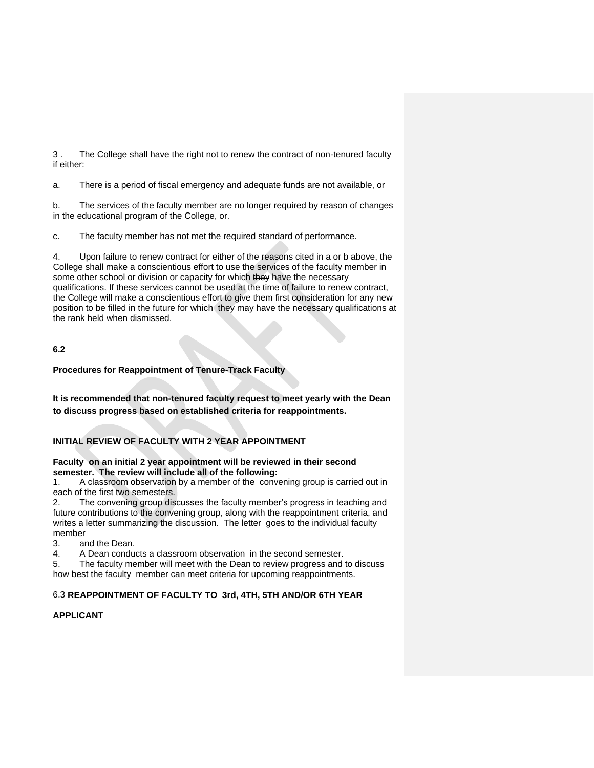3 . The College shall have the right not to renew the contract of non-tenured faculty if either:

a. There is a period of fiscal emergency and adequate funds are not available, or

b. The services of the faculty member are no longer required by reason of changes in the educational program of the College, or.

c. The faculty member has not met the required standard of performance.

4. Upon failure to renew contract for either of the reasons cited in a or b above, the College shall make a conscientious effort to use the services of the faculty member in some other school or division or capacity for which ~~they~~ have the necessary qualifications. If these services cannot be used at the time of failure to renew contract, the College will make a conscientious effort to give them first consideration for any new position to be filled in the future for which they may have the necessary qualifications at the rank held when dismissed.

**6.2**

**Procedures for Reappointment of Tenure-Track Faculty**

**It is recommended that non-tenured faculty request to meet yearly with the Dean to discuss progress based on established criteria for reappointments.**

**INITIAL REVIEW OF FACULTY WITH 2 YEAR APPOINTMENT**

**Faculty on an initial 2 year appointment will be reviewed in their second semester. The review will include all of the following:**

1. A classroom observation by a member of the convening group is carried out in each of the first two semesters.
2. The convening group discusses the faculty member's progress in teaching and future contributions to the convening group, along with the reappointment criteria, and writes a letter summarizing the discussion. The letter goes to the individual faculty member
3. and the Dean.
4. A Dean conducts a classroom observation in the second semester.
5. The faculty member will meet with the Dean to review progress and to discuss how best the faculty member can meet criteria for upcoming reappointments.

6.3 **REAPPOINTMENT OF FACULTY TO 3rd, 4TH, 5TH AND/OR 6TH YEAR**

**APPLICANT**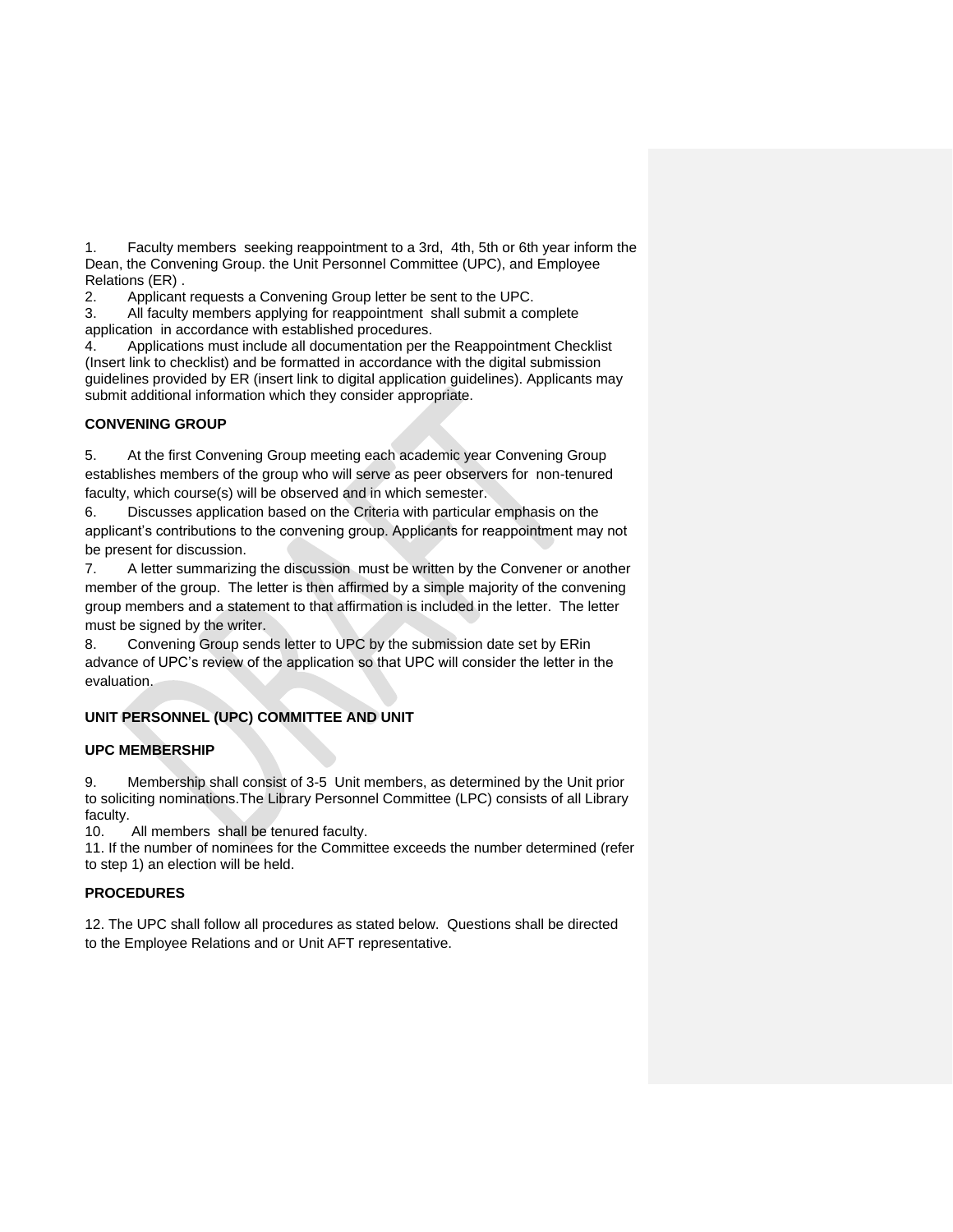1. Faculty members seeking reappointment to a 3rd, 4th, 5th or 6th year inform the Dean, the Convening Group. the Unit Personnel Committee (UPC), and Employee Relations (ER) .
2. Applicant requests a Convening Group letter be sent to the UPC.
3. All faculty members applying for reappointment shall submit a complete application in accordance with established procedures.
4. Applications must include all documentation per the Reappointment Checklist (Insert link to checklist) and be formatted in accordance with the digital submission guidelines provided by ER (insert link to digital application guidelines). Applicants may submit additional information which they consider appropriate.

**CONVENING GROUP**

5. At the first Convening Group meeting each academic year Convening Group establishes members of the group who will serve as peer observers for non-tenured faculty, which course(s) will be observed and in which semester.
6. Discusses application based on the Criteria with particular emphasis on the applicant's contributions to the convening group. Applicants for reappointment may not be present for discussion.
7. A letter summarizing the discussion must be written by the Convener or another member of the group. The letter is then affirmed by a simple majority of the convening group members and a statement to that affirmation is included in the letter. The letter must be signed by the writer.
8. Convening Group sends letter to UPC by the submission date set by ERin advance of UPC's review of the application so that UPC will consider the letter in the evaluation.

**UNIT PERSONNEL (UPC) COMMITTEE AND UNIT**

**UPC MEMBERSHIP**

9. Membership shall consist of 3-5 Unit members, as determined by the Unit prior to soliciting nominations.The Library Personnel Committee (LPC) consists of all Library faculty.
10. All members shall be tenured faculty.
11. If the number of nominees for the Committee exceeds the number determined (refer to step 1) an election will be held.

**PROCEDURES**

12. The UPC shall follow all procedures as stated below. Questions shall be directed to the Employee Relations and or Unit AFT representative.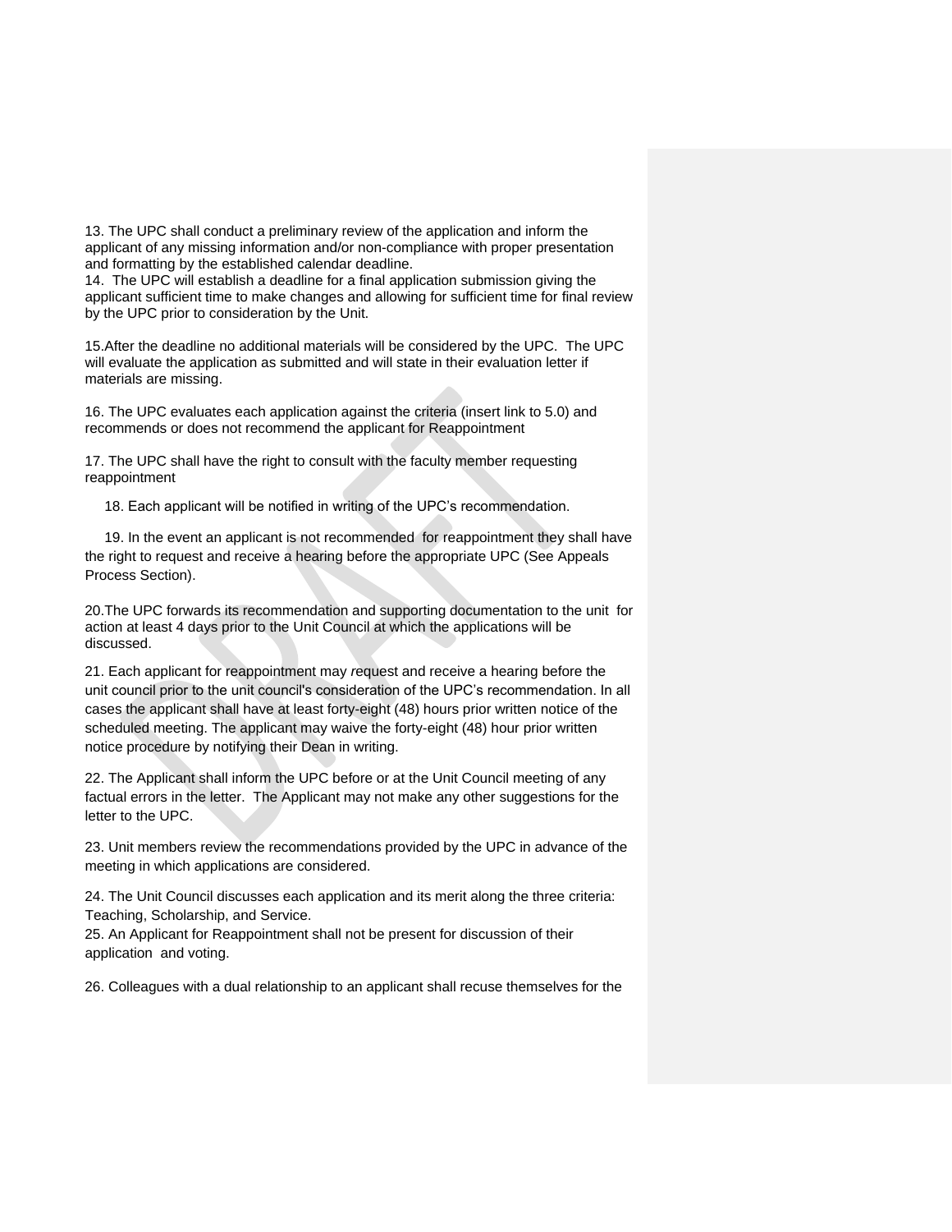13. The UPC shall conduct a preliminary review of the application and inform the applicant of any missing information and/or non-compliance with proper presentation and formatting by the established calendar deadline.

14. The UPC will establish a deadline for a final application submission giving the applicant sufficient time to make changes and allowing for sufficient time for final review by the UPC prior to consideration by the Unit.

15. After the deadline no additional materials will be considered by the UPC. The UPC will evaluate the application as submitted and will state in their evaluation letter if materials are missing.

16. The UPC evaluates each application against the criteria (insert link to 5.0) and recommends or does not recommend the applicant for Reappointment

17. The UPC shall have the right to consult with the faculty member requesting reappointment

18. Each applicant will be notified in writing of the UPC's recommendation.

19. In the event an applicant is not recommended for reappointment they shall have the right to request and receive a hearing before the appropriate UPC (See Appeals Process Section).

20. The UPC forwards its recommendation and supporting documentation to the unit for action at least 4 days prior to the Unit Council at which the applications will be discussed.

21. Each applicant for reappointment may *r*equest and receive a hearing before the unit council prior to the unit council's consideration of the UPC's recommendation. In all cases the applicant shall have at least forty-eight (48) hours prior written notice of the scheduled meeting. The applicant may waive the forty-eight (48) hour prior written notice procedure by notifying their Dean in writing.

22. The Applicant shall inform the UPC before or at the Unit Council meeting of any factual errors in the letter. The Applicant may not make any other suggestions for the letter to the UPC.

23. Unit members review the recommendations provided by the UPC in advance of the meeting in which applications are considered.

24. The Unit Council discusses each application and its merit along the three criteria: Teaching, Scholarship, and Service.

25. An Applicant for Reappointment shall not be present for discussion of their application and voting.

26. Colleagues with a dual relationship to an applicant shall recuse themselves for the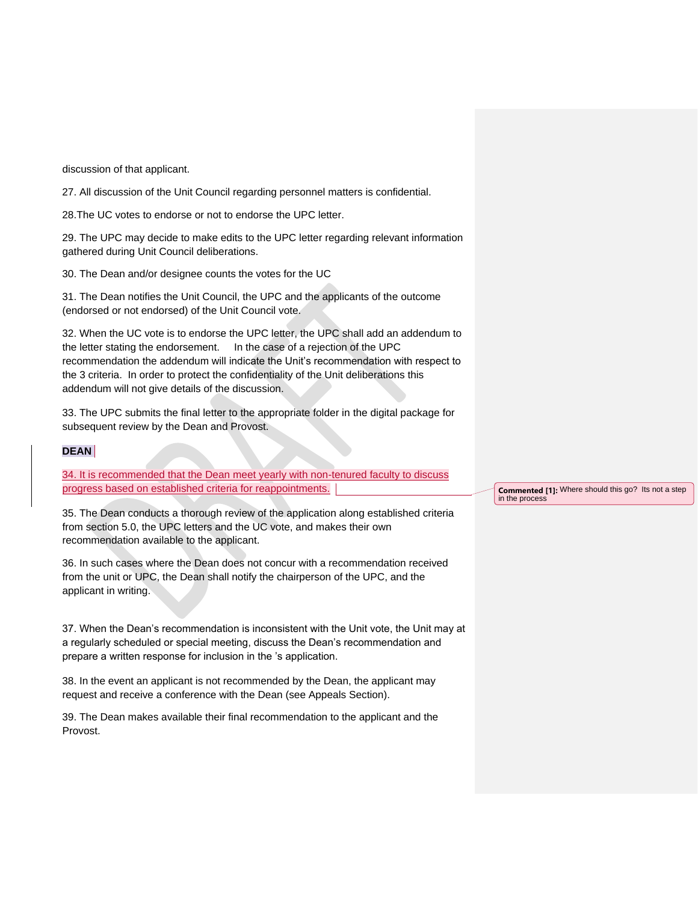discussion of that applicant.

27. All discussion of the Unit Council regarding personnel matters is confidential.

28.The UC votes to endorse or not to endorse the UPC letter.

29. The UPC may decide to make edits to the UPC letter regarding relevant information gathered during Unit Council deliberations.

30. The Dean and/or designee counts the votes for the UC

31. The Dean notifies the Unit Council, the UPC and the applicants of the outcome (endorsed or not endorsed) of the Unit Council vote.

32. When the UC vote is to endorse the UPC letter, the UPC shall add an addendum to the letter stating the endorsement. In the case of a rejection of the UPC recommendation the addendum will indicate the Unit's recommendation with respect to the 3 criteria. In order to protect the confidentiality of the Unit deliberations this addendum will not give details of the discussion.

33. The UPC submits the final letter to the appropriate folder in the digital package for subsequent review by the Dean and Provost.

**DEAN**

34. It is recommended that the Dean meet yearly with non-tenured faculty to discuss progress based on established criteria for reappointments.

**Commented [1]:** Where should this go? Its not a step in the process

35. The Dean conducts a thorough review of the application along established criteria from section 5.0, the UPC letters and the UC vote, and makes their own recommendation available to the applicant.

36. In such cases where the Dean does not concur with a recommendation received from the unit or UPC, the Dean shall notify the chairperson of the UPC, and the applicant in writing.

37. When the Dean's recommendation is inconsistent with the Unit vote, the Unit may at a regularly scheduled or special meeting, discuss the Dean's recommendation and prepare a written response for inclusion in the 's application.

38. In the event an applicant is not recommended by the Dean, the applicant may request and receive a conference with the Dean (see Appeals Section).

39. The Dean makes available their final recommendation to the applicant and the Provost.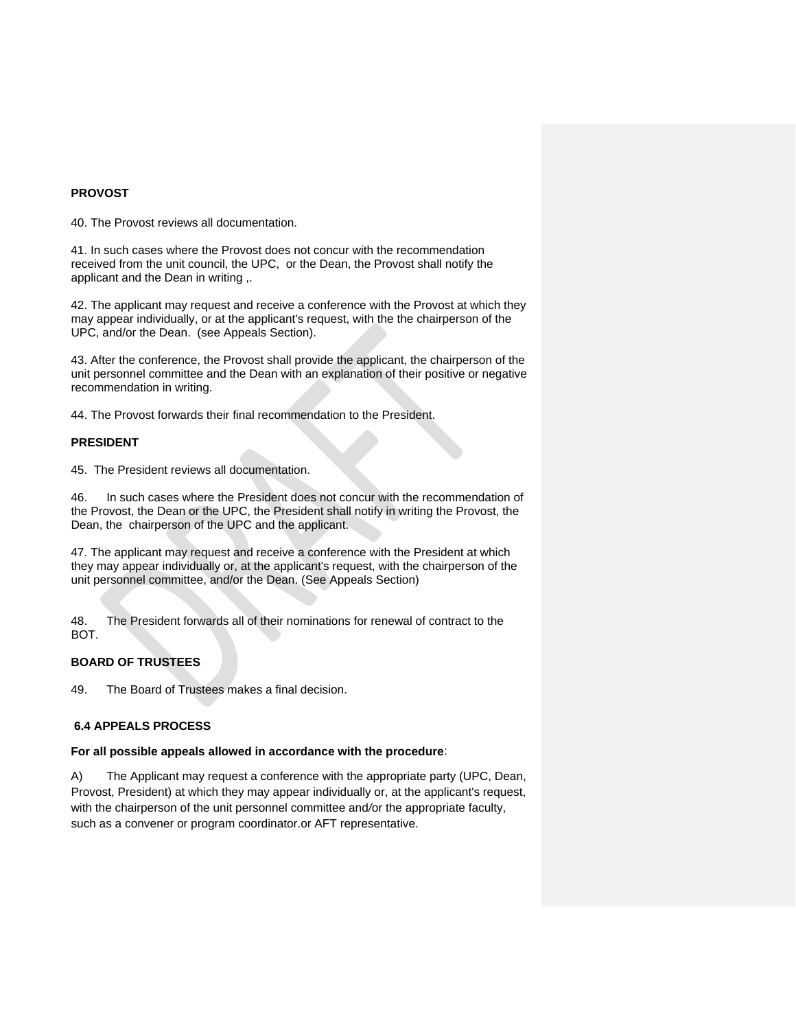**PROVOST**

40. The Provost reviews all documentation.

41. In such cases where the Provost does not concur with the recommendation received from the unit council, the UPC,  or the Dean, the Provost shall notify the applicant and the Dean in writing ,.

42. The applicant may request and receive a conference with the Provost at which they may appear individually, or at the applicant's request, with the the chairperson of the UPC, and/or the Dean.  (see Appeals Section).

43. After the conference, the Provost shall provide the applicant, the chairperson of the unit personnel committee and the Dean with an explanation of their positive or negative recommendation in writing.

44. The Provost forwards their final recommendation to the President.

**PRESIDENT**

45.  The President reviews all documentation.

46.  In such cases where the President does not concur with the recommendation of the Provost, the Dean or the UPC, the President shall notify in writing the Provost, the Dean, the  chairperson of the UPC and the applicant.

47. The applicant may request and receive a conference with the President at which they may appear individually or, at the applicant's request, with the chairperson of the unit personnel committee, and/or the Dean. (See Appeals Section)

48.  The President forwards all of their nominations for renewal of contract to the BOT.

**BOARD OF TRUSTEES**

49.  The Board of Trustees makes a final decision.

**6.4 APPEALS PROCESS**

**For all possible appeals allowed in accordance with the procedure**:

A)  The Applicant may request a conference with the appropriate party (UPC, Dean, Provost, President) at which they may appear individually or, at the applicant's request, with the chairperson of the unit personnel committee and/or the appropriate faculty, such as a convener or program coordinator.or AFT representative.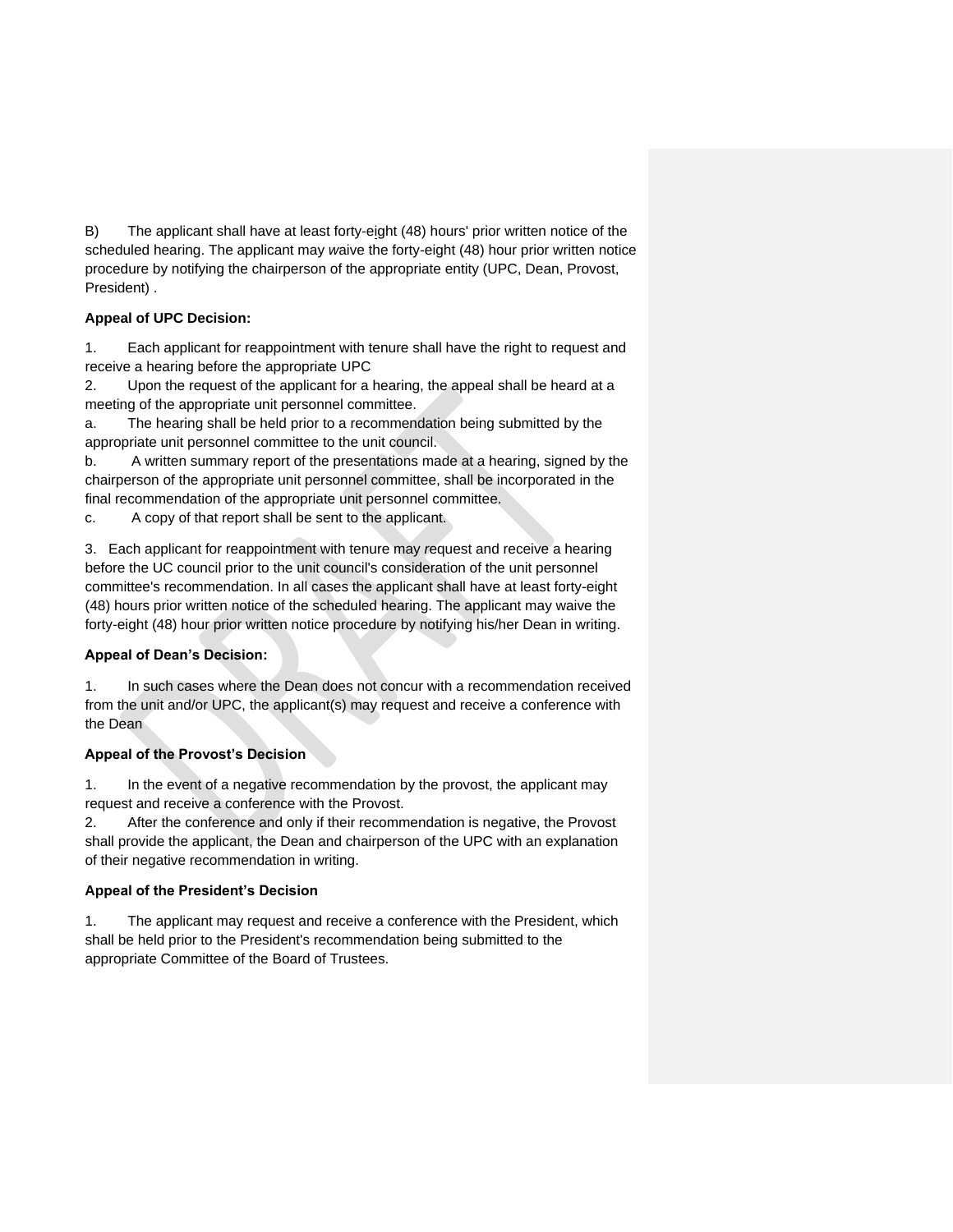B) The applicant shall have at least forty-eight (48) hours' prior written notice of the scheduled hearing. The applicant may waive the forty-eight (48) hour prior written notice procedure by notifying the chairperson of the appropriate entity (UPC, Dean, Provost, President) .

**Appeal of UPC Decision:**

1. Each applicant for reappointment with tenure shall have the right to request and receive a hearing before the appropriate UPC
2. Upon the request of the applicant for a hearing, the appeal shall be heard at a meeting of the appropriate unit personnel committee.
   a. The hearing shall be held prior to a recommendation being submitted by the appropriate unit personnel committee to the unit council.
   b. A written summary report of the presentations made at a hearing, signed by the chairperson of the appropriate unit personnel committee, shall be incorporated in the final recommendation of the appropriate unit personnel committee.
   c. A copy of that report shall be sent to the applicant.

3. Each applicant for reappointment with tenure may request and receive a hearing before the UC council prior to the unit council's consideration of the unit personnel committee's recommendation. In all cases the applicant shall have at least forty-eight (48) hours prior written notice of the scheduled hearing. The applicant may waive the forty-eight (48) hour prior written notice procedure by notifying his/her Dean in writing.

**Appeal of Dean's Decision:**

1. In such cases where the Dean does not concur with a recommendation received from the unit and/or UPC, the applicant(s) may request and receive a conference with the Dean

**Appeal of the Provost's Decision**

1. In the event of a negative recommendation by the provost, the applicant may request and receive a conference with the Provost.
2. After the conference and only if their recommendation is negative, the Provost shall provide the applicant, the Dean and chairperson of the UPC with an explanation of their negative recommendation in writing.

**Appeal of the President's Decision**

1. The applicant may request and receive a conference with the President, which shall be held prior to the President's recommendation being submitted to the appropriate Committee of the Board of Trustees.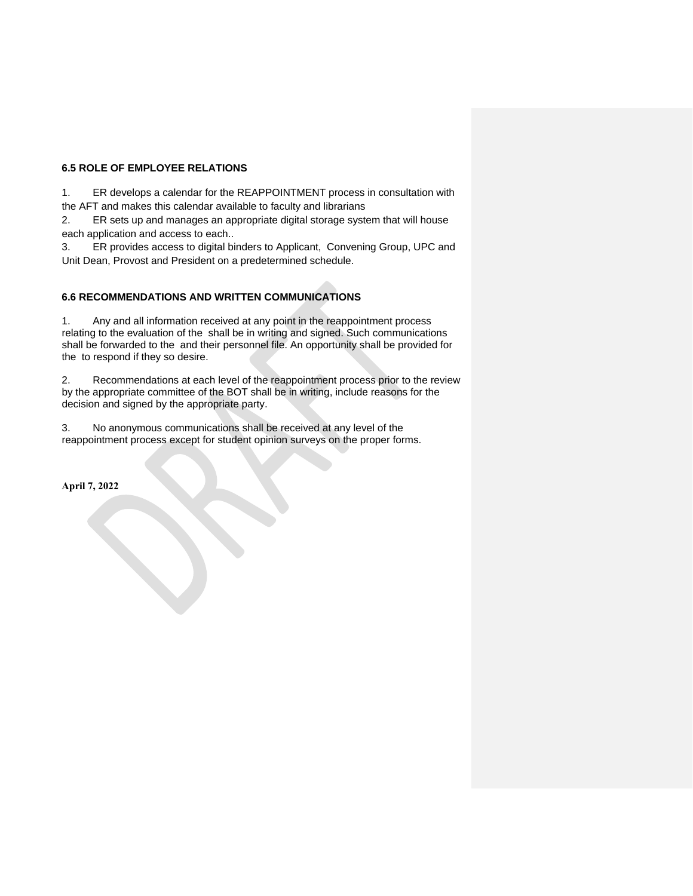### 6.5 ROLE OF EMPLOYEE RELATIONS

1. ER develops a calendar for the REAPPOINTMENT process in consultation with the AFT and makes this calendar available to faculty and librarians
2. ER sets up and manages an appropriate digital storage system that will house each application and access to each..
3. ER provides access to digital binders to Applicant, Convening Group, UPC and Unit Dean, Provost and President on a predetermined schedule.

### 6.6 RECOMMENDATIONS AND WRITTEN COMMUNICATIONS

1. Any and all information received at any point in the reappointment process relating to the evaluation of the shall be in writing and signed. Such communications shall be forwarded to the and their personnel file. An opportunity shall be provided for the to respond if they so desire.

2. Recommendations at each level of the reappointment process prior to the review by the appropriate committee of the BOT shall be in writing, include reasons for the decision and signed by the appropriate party.

3. No anonymous communications shall be received at any level of the reappointment process except for student opinion surveys on the proper forms.

**April 7, 2022**